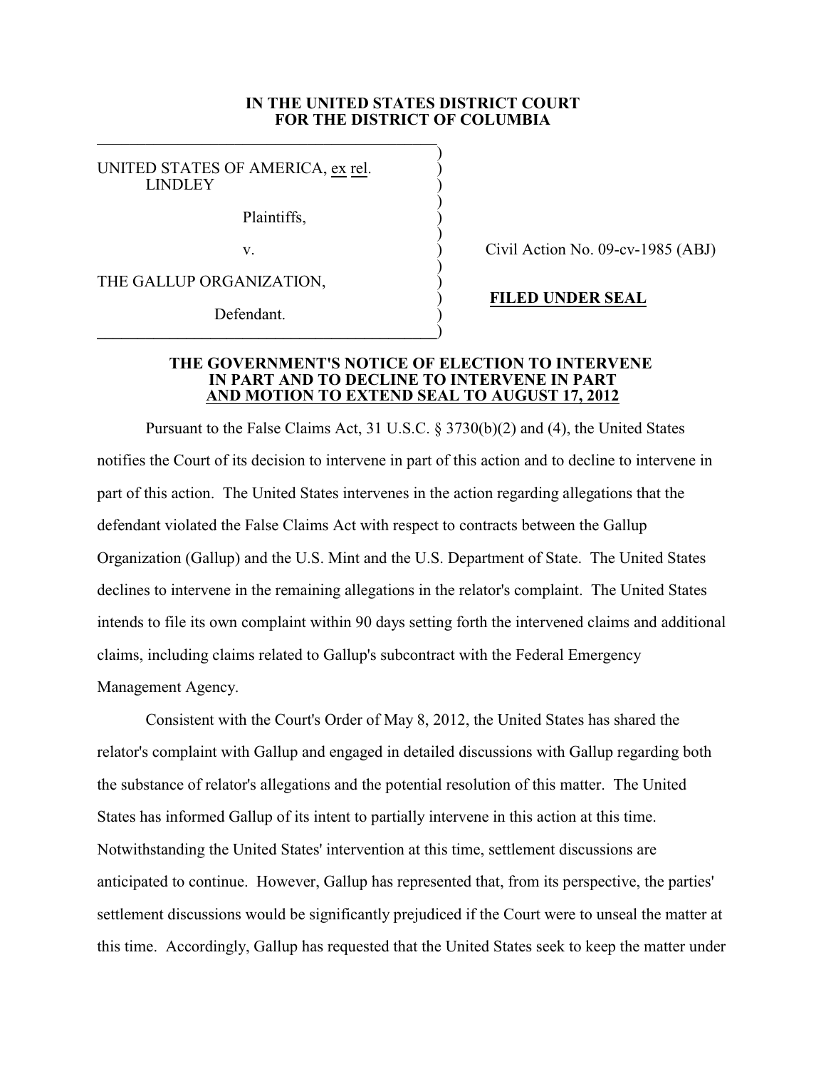**IN THE UNITED STATES DISTRICT COURT**
**FOR THE DISTRICT OF COLUMBIA**

UNITED STATES OF AMERICA, ex rel. LINDLEY

Plaintiffs,

v.

THE GALLUP ORGANIZATION,

Defendant.

Civil Action No. 09-cv-1985 (ABJ)

**FILED UNDER SEAL**

**THE GOVERNMENT'S NOTICE OF ELECTION TO INTERVENE IN PART AND TO DECLINE TO INTERVENE IN PART AND MOTION TO EXTEND SEAL TO AUGUST 17, 2012**

Pursuant to the False Claims Act, 31 U.S.C. § 3730(b)(2) and (4), the United States notifies the Court of its decision to intervene in part of this action and to decline to intervene in part of this action. The United States intervenes in the action regarding allegations that the defendant violated the False Claims Act with respect to contracts between the Gallup Organization (Gallup) and the U.S. Mint and the U.S. Department of State. The United States declines to intervene in the remaining allegations in the relator's complaint. The United States intends to file its own complaint within 90 days setting forth the intervened claims and additional claims, including claims related to Gallup's subcontract with the Federal Emergency Management Agency.

Consistent with the Court's Order of May 8, 2012, the United States has shared the relator's complaint with Gallup and engaged in detailed discussions with Gallup regarding both the substance of relator's allegations and the potential resolution of this matter. The United States has informed Gallup of its intent to partially intervene in this action at this time. Notwithstanding the United States' intervention at this time, settlement discussions are anticipated to continue. However, Gallup has represented that, from its perspective, the parties' settlement discussions would be significantly prejudiced if the Court were to unseal the matter at this time. Accordingly, Gallup has requested that the United States seek to keep the matter under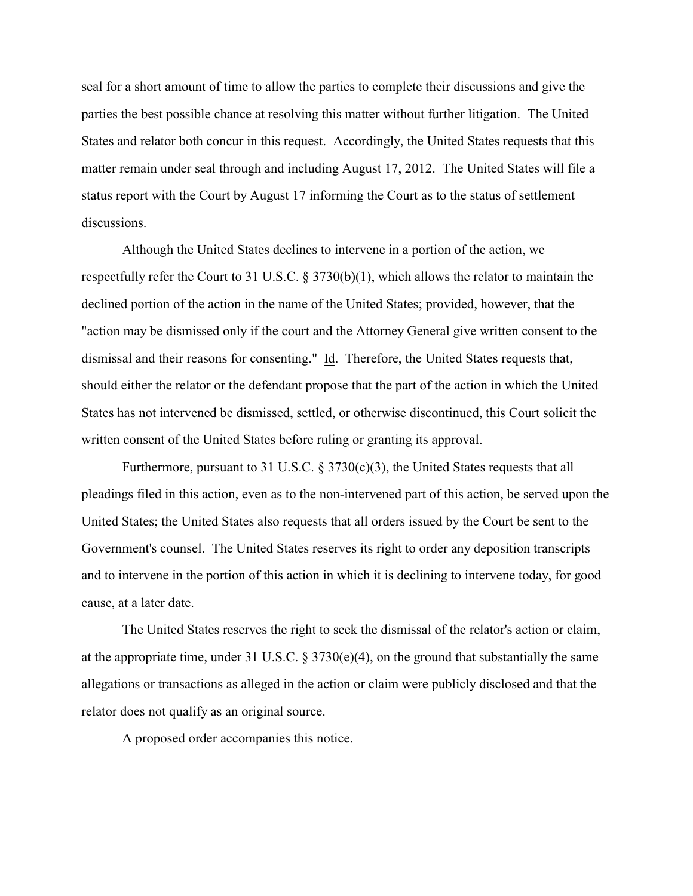seal for a short amount of time to allow the parties to complete their discussions and give the parties the best possible chance at resolving this matter without further litigation. The United States and relator both concur in this request. Accordingly, the United States requests that this matter remain under seal through and including August 17, 2012. The United States will file a status report with the Court by August 17 informing the Court as to the status of settlement discussions.

Although the United States declines to intervene in a portion of the action, we respectfully refer the Court to 31 U.S.C. § 3730(b)(1), which allows the relator to maintain the declined portion of the action in the name of the United States; provided, however, that the "action may be dismissed only if the court and the Attorney General give written consent to the dismissal and their reasons for consenting." Id. Therefore, the United States requests that, should either the relator or the defendant propose that the part of the action in which the United States has not intervened be dismissed, settled, or otherwise discontinued, this Court solicit the written consent of the United States before ruling or granting its approval.

Furthermore, pursuant to 31 U.S.C. § 3730(c)(3), the United States requests that all pleadings filed in this action, even as to the non-intervened part of this action, be served upon the United States; the United States also requests that all orders issued by the Court be sent to the Government's counsel. The United States reserves its right to order any deposition transcripts and to intervene in the portion of this action in which it is declining to intervene today, for good cause, at a later date.

The United States reserves the right to seek the dismissal of the relator's action or claim, at the appropriate time, under 31 U.S.C. § 3730(e)(4), on the ground that substantially the same allegations or transactions as alleged in the action or claim were publicly disclosed and that the relator does not qualify as an original source.

A proposed order accompanies this notice.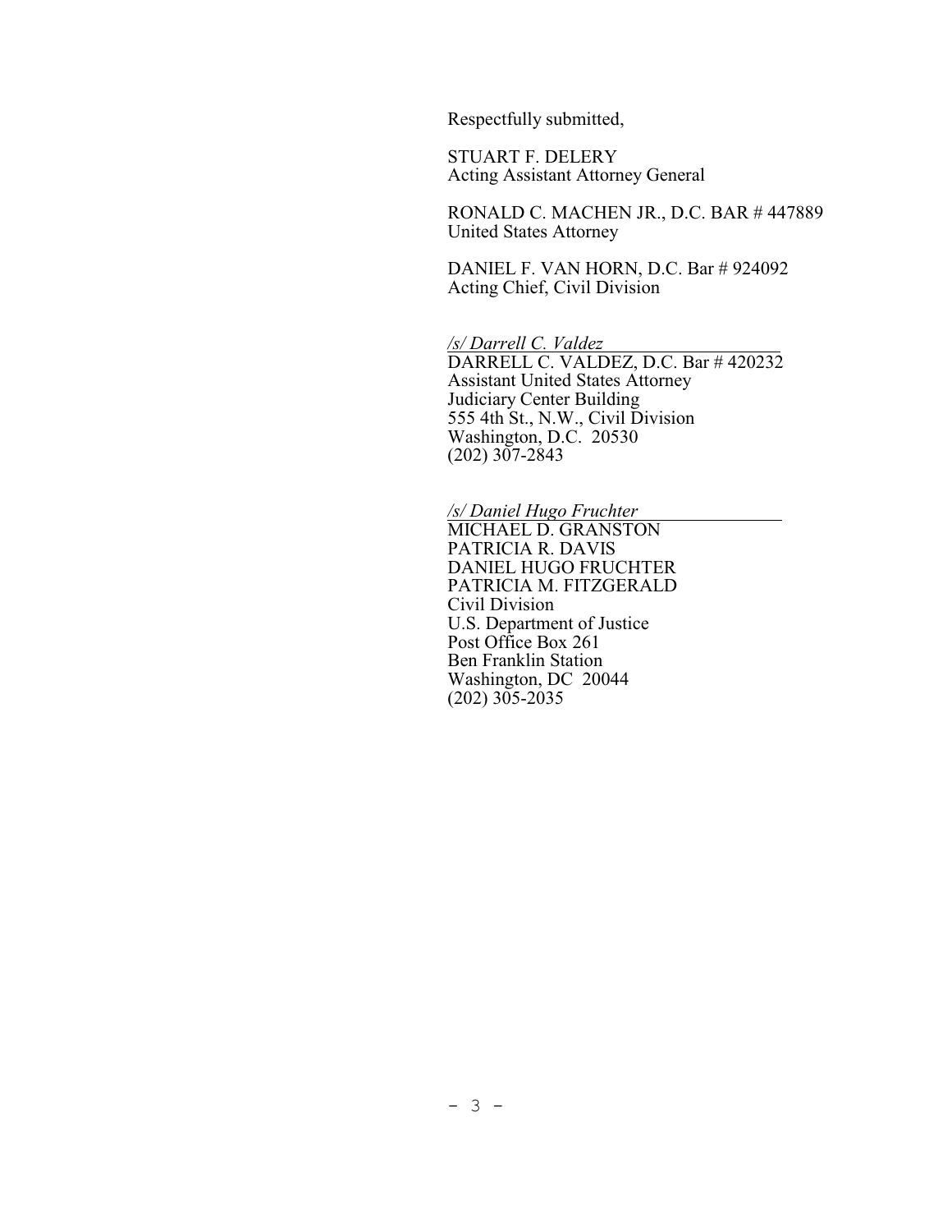Respectfully submitted,

STUART F. DELERY
Acting Assistant Attorney General

RONALD C. MACHEN JR., D.C. BAR # 447889
United States Attorney

DANIEL F. VAN HORN, D.C. Bar # 924092
Acting Chief, Civil Division

*/s/ Darrell C. Valdez*
DARRELL C. VALDEZ, D.C. Bar # 420232
Assistant United States Attorney
Judiciary Center Building
555 4th St., N.W., Civil Division
Washington, D.C. 20530
(202) 307-2843

*/s/ Daniel Hugo Fruchter*
MICHAEL D. GRANSTON
PATRICIA R. DAVIS
DANIEL HUGO FRUCHTER
PATRICIA M. FITZGERALD
Civil Division
U.S. Department of Justice
Post Office Box 261
Ben Franklin Station
Washington, DC 20044
(202) 305-2035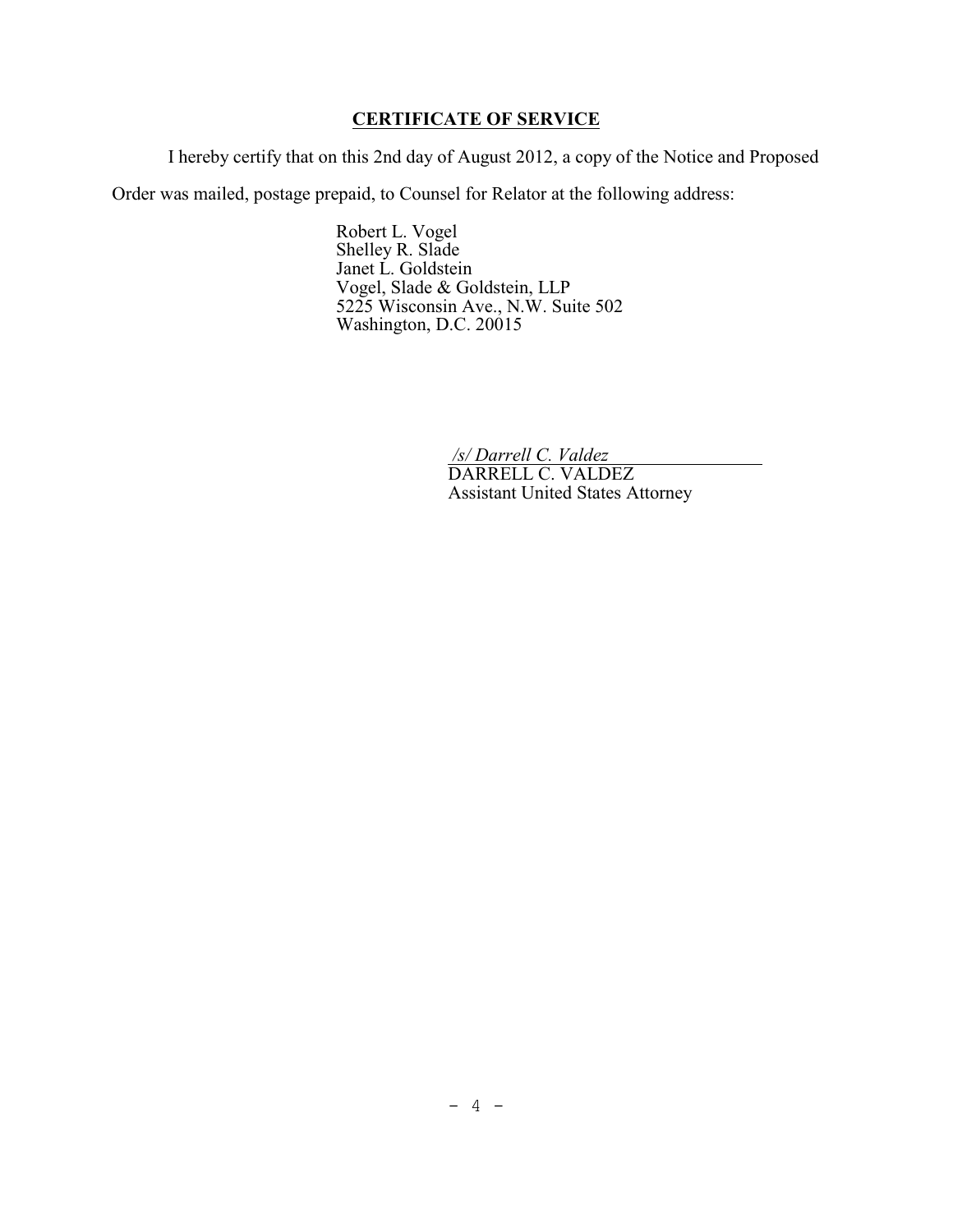## **CERTIFICATE OF SERVICE**

I hereby certify that on this 2nd day of August 2012, a copy of the Notice and Proposed Order was mailed, postage prepaid, to Counsel for Relator at the following address:

Robert L. Vogel
Shelley R. Slade
Janet L. Goldstein
Vogel, Slade & Goldstein, LLP
5225 Wisconsin Ave., N.W. Suite 502
Washington, D.C. 20015

*/s/ Darrell C. Valdez*
DARRELL C. VALDEZ
Assistant United States Attorney